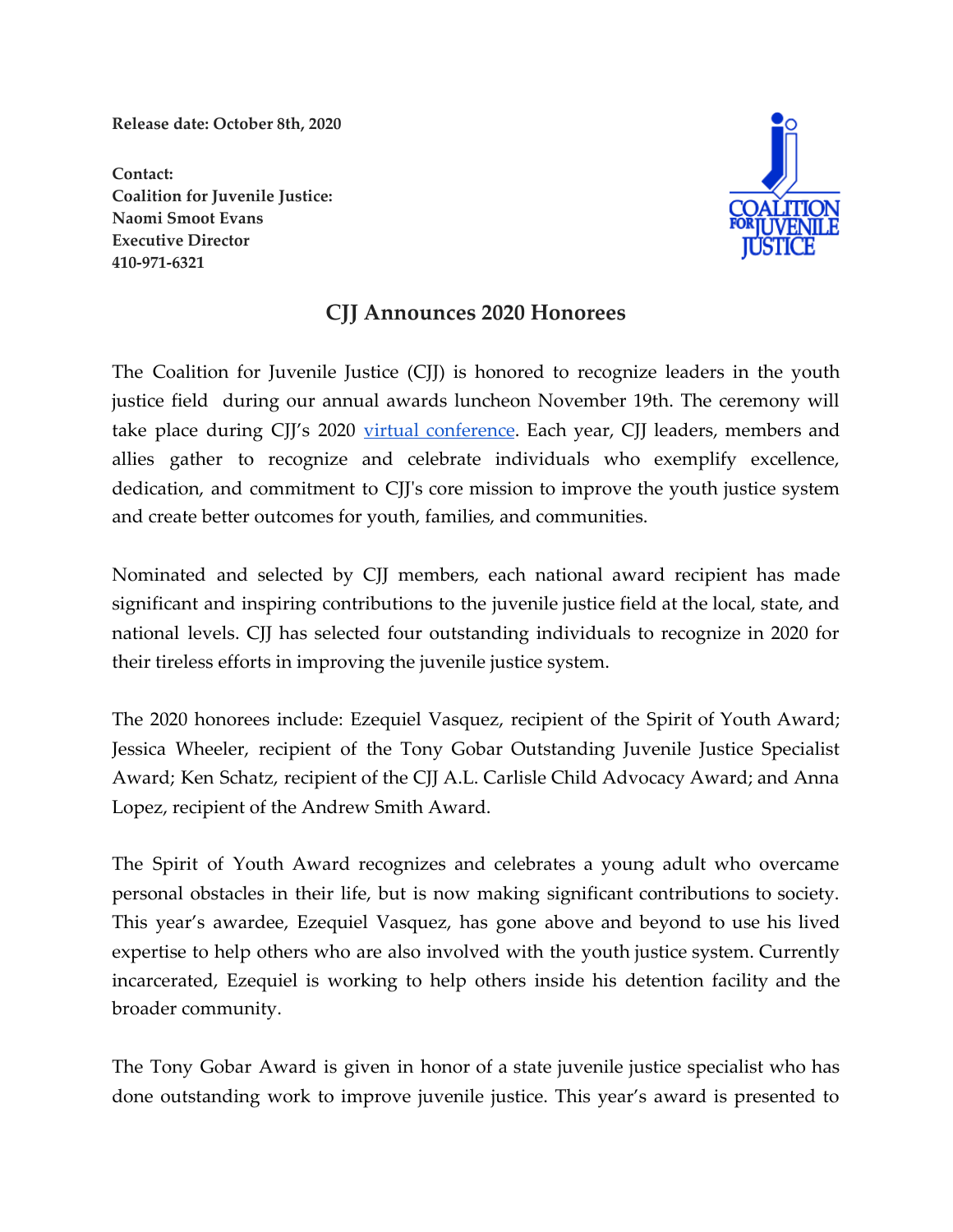**Release date: October 8th, 2020**

**Contact:**
**Coalition for Juvenile Justice:**
**Naomi Smoot Evans**
**Executive Director**
**410-971-6321**

## CJJ Announces 2020 Honorees

The Coalition for Juvenile Justice (CJJ) is honored to recognize leaders in the youth justice field during our annual awards luncheon November 19th. The ceremony will take place during CJJ's 2020 [virtual conference](). Each year, CJJ leaders, members and allies gather to recognize and celebrate individuals who exemplify excellence, dedication, and commitment to CJJ's core mission to improve the youth justice system and create better outcomes for youth, families, and communities.

Nominated and selected by CJJ members, each national award recipient has made significant and inspiring contributions to the juvenile justice field at the local, state, and national levels. CJJ has selected four outstanding individuals to recognize in 2020 for their tireless efforts in improving the juvenile justice system.

The 2020 honorees include: Ezequiel Vasquez, recipient of the Spirit of Youth Award; Jessica Wheeler, recipient of the Tony Gobar Outstanding Juvenile Justice Specialist Award; Ken Schatz, recipient of the CJJ A.L. Carlisle Child Advocacy Award; and Anna Lopez, recipient of the Andrew Smith Award.

The Spirit of Youth Award recognizes and celebrates a young adult who overcame personal obstacles in their life, but is now making significant contributions to society. This year's awardee, Ezequiel Vasquez, has gone above and beyond to use his lived expertise to help others who are also involved with the youth justice system. Currently incarcerated, Ezequiel is working to help others inside his detention facility and the broader community.

The Tony Gobar Award is given in honor of a state juvenile justice specialist who has done outstanding work to improve juvenile justice. This year's award is presented to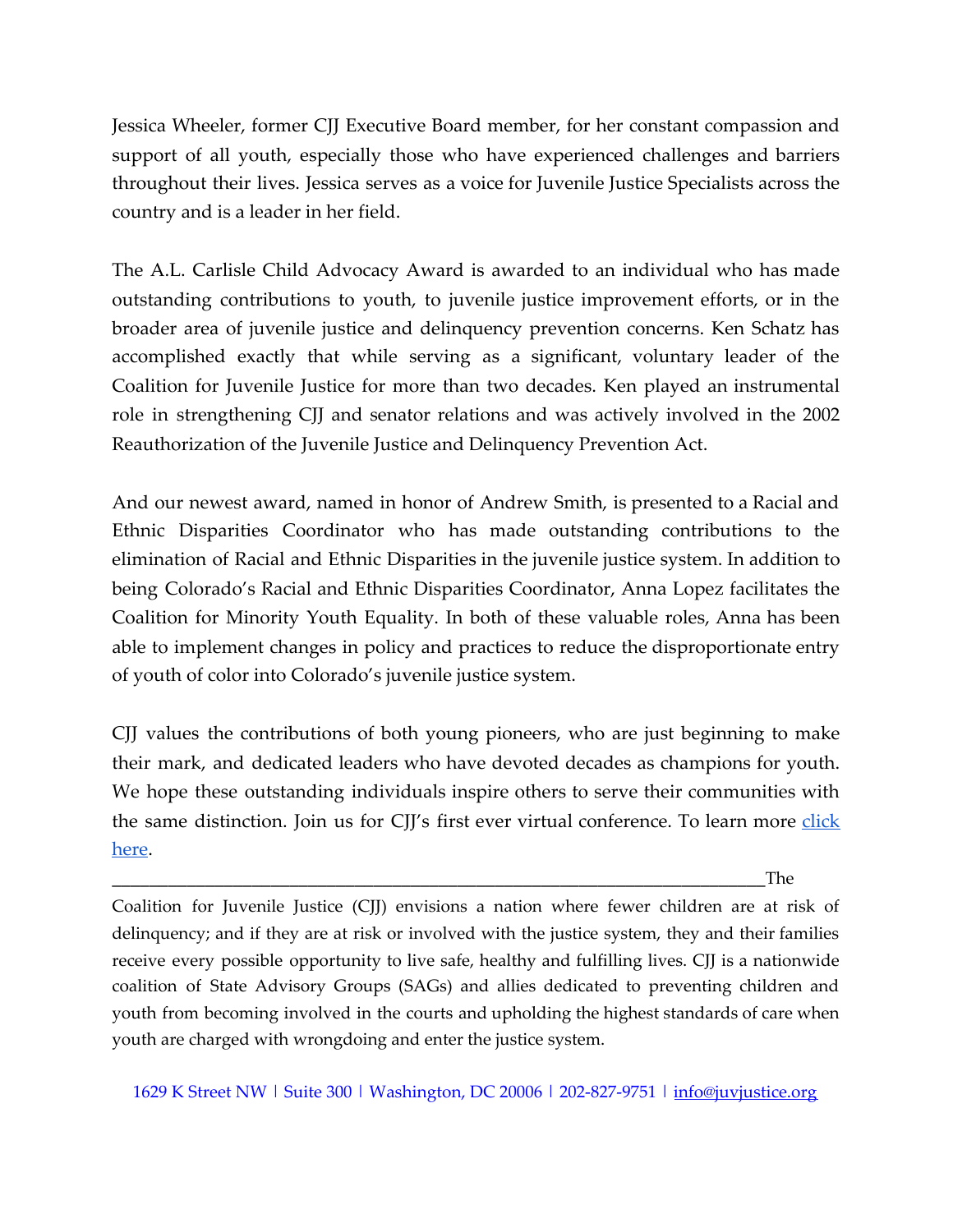Jessica Wheeler, former CJJ Executive Board member, for her constant compassion and support of all youth, especially those who have experienced challenges and barriers throughout their lives. Jessica serves as a voice for Juvenile Justice Specialists across the country and is a leader in her field.

The A.L. Carlisle Child Advocacy Award is awarded to an individual who has made outstanding contributions to youth, to juvenile justice improvement efforts, or in the broader area of juvenile justice and delinquency prevention concerns. Ken Schatz has accomplished exactly that while serving as a significant, voluntary leader of the Coalition for Juvenile Justice for more than two decades. Ken played an instrumental role in strengthening CJJ and senator relations and was actively involved in the 2002 Reauthorization of the Juvenile Justice and Delinquency Prevention Act.

And our newest award, named in honor of Andrew Smith, is presented to a Racial and Ethnic Disparities Coordinator who has made outstanding contributions to the elimination of Racial and Ethnic Disparities in the juvenile justice system. In addition to being Colorado's Racial and Ethnic Disparities Coordinator, Anna Lopez facilitates the Coalition for Minority Youth Equality. In both of these valuable roles, Anna has been able to implement changes in policy and practices to reduce the disproportionate entry of youth of color into Colorado's juvenile justice system.

CJJ values the contributions of both young pioneers, who are just beginning to make their mark, and dedicated leaders who have devoted decades as champions for youth. We hope these outstanding individuals inspire others to serve their communities with the same distinction. Join us for CJJ's first ever virtual conference. To learn more [click here](#).

---

The Coalition for Juvenile Justice (CJJ) envisions a nation where fewer children are at risk of delinquency; and if they are at risk or involved with the justice system, they and their families receive every possible opportunity to live safe, healthy and fulfilling lives. CJJ is a nationwide coalition of State Advisory Groups (SAGs) and allies dedicated to preventing children and youth from becoming involved in the courts and upholding the highest standards of care when youth are charged with wrongdoing and enter the justice system.

1629 K Street NW | Suite 300 | Washington, DC 20006 | 202-827-9751 | info@juvjustice.org